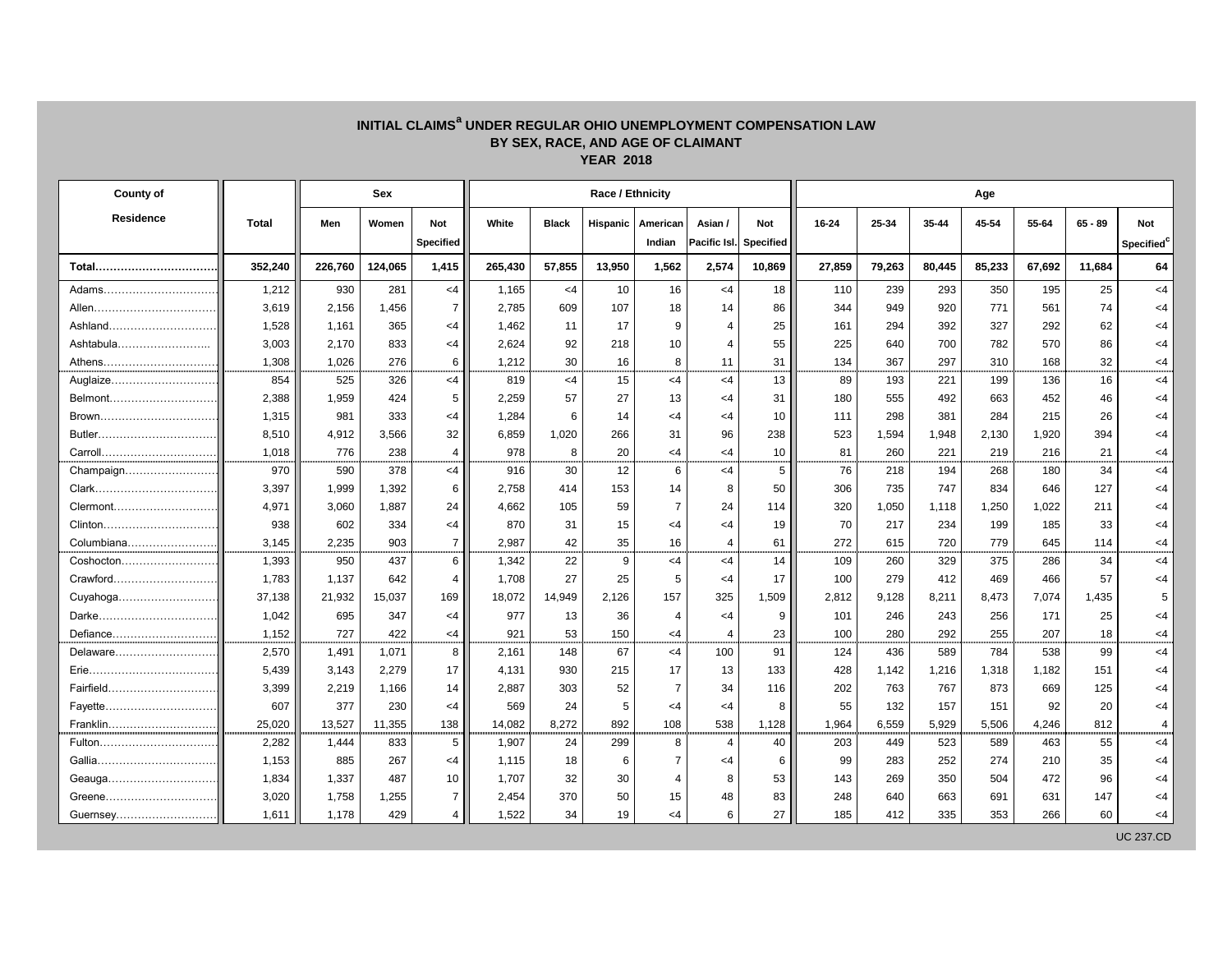# INITIAL CLAIMS[a] UNDER REGULAR OHIO UNEMPLOYMENT COMPENSATION LAW
## BY SEX, RACE, AND AGE OF CLAIMANT
### YEAR 2018

| County of Residence | Total | Sex | | | Race / Ethnicity | | | | | | Age | | | | | | |
|---|---|---|---|---|---|---|---|---|---|---|---|---|---|---|---|---|---|
| | | Men | Women | Not Specified | White | Black | Hispanic | American Indian | Asian / Pacific Isl. | Not Specified | 16-24 | 25-34 | 35-44 | 45-54 | 55-64 | 65 - 89 | Not Specified[c] |
| **Total** | **352,240** | **226,760** | **124,065** | **1,415** | **265,430** | **57,855** | **13,950** | **1,562** | **2,574** | **10,869** | **27,859** | **79,263** | **80,445** | **85,233** | **67,692** | **11,684** | **64** |
| Adams | 1,212 | 930 | 281 | <4 | 1,165 | <4 | 10 | 16 | <4 | 18 | 110 | 239 | 293 | 350 | 195 | 25 | <4 |
| Allen | 3,619 | 2,156 | 1,456 | 7 | 2,785 | 609 | 107 | 18 | 14 | 86 | 344 | 949 | 920 | 771 | 561 | 74 | <4 |
| Ashland | 1,528 | 1,161 | 365 | <4 | 1,462 | 11 | 17 | 9 | 4 | 25 | 161 | 294 | 392 | 327 | 292 | 62 | <4 |
| Ashtabula | 3,003 | 2,170 | 833 | <4 | 2,624 | 92 | 218 | 10 | 4 | 55 | 225 | 640 | 700 | 782 | 570 | 86 | <4 |
| Athens | 1,308 | 1,026 | 276 | 6 | 1,212 | 30 | 16 | 8 | 11 | 31 | 134 | 367 | 297 | 310 | 168 | 32 | <4 |
| Auglaize | 854 | 525 | 326 | <4 | 819 | <4 | 15 | <4 | <4 | 13 | 89 | 193 | 221 | 199 | 136 | 16 | <4 |
| Belmont | 2,388 | 1,959 | 424 | 5 | 2,259 | 57 | 27 | 13 | <4 | 31 | 180 | 555 | 492 | 663 | 452 | 46 | <4 |
| Brown | 1,315 | 981 | 333 | <4 | 1,284 | 6 | 14 | <4 | <4 | 10 | 111 | 298 | 381 | 284 | 215 | 26 | <4 |
| Butler | 8,510 | 4,912 | 3,566 | 32 | 6,859 | 1,020 | 266 | 31 | 96 | 238 | 523 | 1,594 | 1,948 | 2,130 | 1,920 | 394 | <4 |
| Carroll | 1,018 | 776 | 238 | 4 | 978 | 8 | 20 | <4 | <4 | 10 | 81 | 260 | 221 | 219 | 216 | 21 | <4 |
| Champaign | 970 | 590 | 378 | <4 | 916 | 30 | 12 | 6 | <4 | 5 | 76 | 218 | 194 | 268 | 180 | 34 | <4 |
| Clark | 3,397 | 1,999 | 1,392 | 6 | 2,758 | 414 | 153 | 14 | 8 | 50 | 306 | 735 | 747 | 834 | 646 | 127 | <4 |
| Clermont | 4,971 | 3,060 | 1,887 | 24 | 4,662 | 105 | 59 | 7 | 24 | 114 | 320 | 1,050 | 1,118 | 1,250 | 1,022 | 211 | <4 |
| Clinton | 938 | 602 | 334 | <4 | 870 | 31 | 15 | <4 | <4 | 19 | 70 | 217 | 234 | 199 | 185 | 33 | <4 |
| Columbiana | 3,145 | 2,235 | 903 | 7 | 2,987 | 42 | 35 | 16 | 4 | 61 | 272 | 615 | 720 | 779 | 645 | 114 | <4 |
| Coshocton | 1,393 | 950 | 437 | 6 | 1,342 | 22 | 9 | <4 | <4 | 14 | 109 | 260 | 329 | 375 | 286 | 34 | <4 |
| Crawford | 1,783 | 1,137 | 642 | 4 | 1,708 | 27 | 25 | 5 | <4 | 17 | 100 | 279 | 412 | 469 | 466 | 57 | <4 |
| Cuyahoga | 37,138 | 21,932 | 15,037 | 169 | 18,072 | 14,949 | 2,126 | 157 | 325 | 1,509 | 2,812 | 9,128 | 8,211 | 8,473 | 7,074 | 1,435 | 5 |
| Darke | 1,042 | 695 | 347 | <4 | 977 | 13 | 36 | 4 | <4 | 9 | 101 | 246 | 243 | 256 | 171 | 25 | <4 |
| Defiance | 1,152 | 727 | 422 | <4 | 921 | 53 | 150 | <4 | 4 | 23 | 100 | 280 | 292 | 255 | 207 | 18 | <4 |
| Delaware | 2,570 | 1,491 | 1,071 | 8 | 2,161 | 148 | 67 | <4 | 100 | 91 | 124 | 436 | 589 | 784 | 538 | 99 | <4 |
| Erie | 5,439 | 3,143 | 2,279 | 17 | 4,131 | 930 | 215 | 17 | 13 | 133 | 428 | 1,142 | 1,216 | 1,318 | 1,182 | 151 | <4 |
| Fairfield | 3,399 | 2,219 | 1,166 | 14 | 2,887 | 303 | 52 | 7 | 34 | 116 | 202 | 763 | 767 | 873 | 669 | 125 | <4 |
| Fayette | 607 | 377 | 230 | <4 | 569 | 24 | 5 | <4 | <4 | 8 | 55 | 132 | 157 | 151 | 92 | 20 | <4 |
| Franklin | 25,020 | 13,527 | 11,355 | 138 | 14,082 | 8,272 | 892 | 108 | 538 | 1,128 | 1,964 | 6,559 | 5,929 | 5,506 | 4,246 | 812 | 4 |
| Fulton | 2,282 | 1,444 | 833 | 5 | 1,907 | 24 | 299 | 8 | 4 | 40 | 203 | 449 | 523 | 589 | 463 | 55 | <4 |
| Gallia | 1,153 | 885 | 267 | <4 | 1,115 | 18 | 6 | 7 | <4 | 6 | 99 | 283 | 252 | 274 | 210 | 35 | <4 |
| Geauga | 1,834 | 1,337 | 487 | 10 | 1,707 | 32 | 30 | 4 | 8 | 53 | 143 | 269 | 350 | 504 | 472 | 96 | <4 |
| Greene | 3,020 | 1,758 | 1,255 | 7 | 2,454 | 370 | 50 | 15 | 48 | 83 | 248 | 640 | 663 | 691 | 631 | 147 | <4 |
| Guernsey | 1,611 | 1,178 | 429 | 4 | 1,522 | 34 | 19 | <4 | 6 | 27 | 185 | 412 | 335 | 353 | 266 | 60 | <4 |

UC 237.CD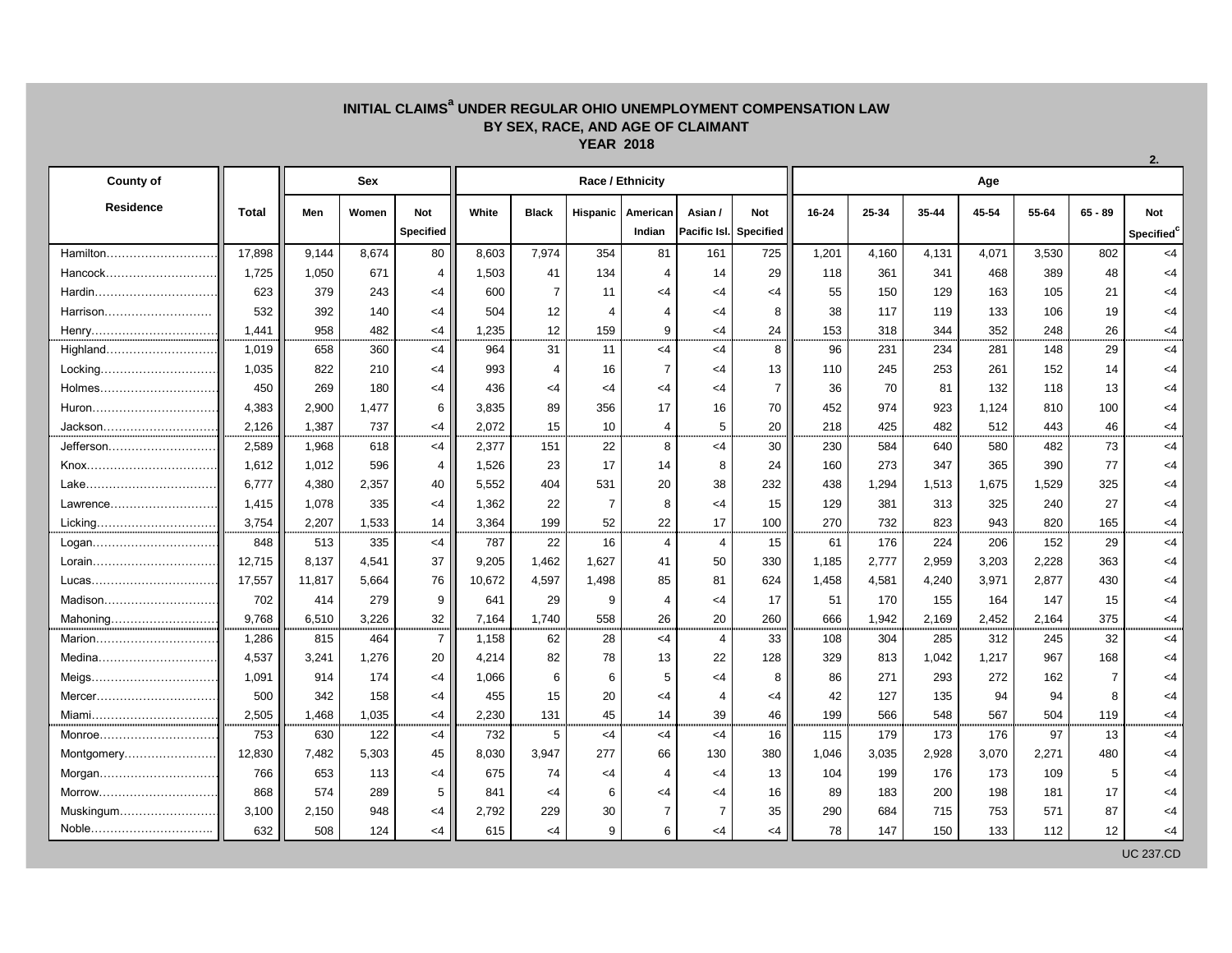# INITIAL CLAIMS[a] UNDER REGULAR OHIO UNEMPLOYMENT COMPENSATION LAW
## BY SEX, RACE, AND AGE OF CLAIMANT
### YEAR 2018

2.

| County of Residence | Total | Sex | | | Race / Ethnicity | | | | | | Age | | | | | | |
|---|---|---|---|---|---|---|---|---|---|---|---|---|---|---|---|---|---|
| | | Men | Women | Not Specified | White | Black | Hispanic | American Indian | Asian / Pacific Isl. | Not Specified | 16-24 | 25-34 | 35-44 | 45-54 | 55-64 | 65 - 89 | Not Specified[c] |
| Hamilton | 17,898 | 9,144 | 8,674 | 80 | 8,603 | 7,974 | 354 | 81 | 161 | 725 | 1,201 | 4,160 | 4,131 | 4,071 | 3,530 | 802 | <4 |
| Hancock | 1,725 | 1,050 | 671 | 4 | 1,503 | 41 | 134 | 4 | 14 | 29 | 118 | 361 | 341 | 468 | 389 | 48 | <4 |
| Hardin | 623 | 379 | 243 | <4 | 600 | 7 | 11 | <4 | <4 | <4 | 55 | 150 | 129 | 163 | 105 | 21 | <4 |
| Harrison | 532 | 392 | 140 | <4 | 504 | 12 | 4 | 4 | <4 | 8 | 38 | 117 | 119 | 133 | 106 | 19 | <4 |
| Henry | 1,441 | 958 | 482 | <4 | 1,235 | 12 | 159 | 9 | <4 | 24 | 153 | 318 | 344 | 352 | 248 | 26 | <4 |
| Highland | 1,019 | 658 | 360 | <4 | 964 | 31 | 11 | <4 | <4 | 8 | 96 | 231 | 234 | 281 | 148 | 29 | <4 |
| Locking | 1,035 | 822 | 210 | <4 | 993 | 4 | 16 | 7 | <4 | 13 | 110 | 245 | 253 | 261 | 152 | 14 | <4 |
| Holmes | 450 | 269 | 180 | <4 | 436 | <4 | <4 | <4 | <4 | 7 | 36 | 70 | 81 | 132 | 118 | 13 | <4 |
| Huron | 4,383 | 2,900 | 1,477 | 6 | 3,835 | 89 | 356 | 17 | 16 | 70 | 452 | 974 | 923 | 1,124 | 810 | 100 | <4 |
| Jackson | 2,126 | 1,387 | 737 | <4 | 2,072 | 15 | 10 | 4 | 5 | 20 | 218 | 425 | 482 | 512 | 443 | 46 | <4 |
| Jefferson | 2,589 | 1,968 | 618 | <4 | 2,377 | 151 | 22 | 8 | <4 | 30 | 230 | 584 | 640 | 580 | 482 | 73 | <4 |
| Knox | 1,612 | 1,012 | 596 | 4 | 1,526 | 23 | 17 | 14 | 8 | 24 | 160 | 273 | 347 | 365 | 390 | 77 | <4 |
| Lake | 6,777 | 4,380 | 2,357 | 40 | 5,552 | 404 | 531 | 20 | 38 | 232 | 438 | 1,294 | 1,513 | 1,675 | 1,529 | 325 | <4 |
| Lawrence | 1,415 | 1,078 | 335 | <4 | 1,362 | 22 | 7 | 8 | <4 | 15 | 129 | 381 | 313 | 325 | 240 | 27 | <4 |
| Licking | 3,754 | 2,207 | 1,533 | 14 | 3,364 | 199 | 52 | 22 | 17 | 100 | 270 | 732 | 823 | 943 | 820 | 165 | <4 |
| Logan | 848 | 513 | 335 | <4 | 787 | 22 | 16 | 4 | 4 | 15 | 61 | 176 | 224 | 206 | 152 | 29 | <4 |
| Lorain | 12,715 | 8,137 | 4,541 | 37 | 9,205 | 1,462 | 1,627 | 41 | 50 | 330 | 1,185 | 2,777 | 2,959 | 3,203 | 2,228 | 363 | <4 |
| Lucas | 17,557 | 11,817 | 5,664 | 76 | 10,672 | 4,597 | 1,498 | 85 | 81 | 624 | 1,458 | 4,581 | 4,240 | 3,971 | 2,877 | 430 | <4 |
| Madison | 702 | 414 | 279 | 9 | 641 | 29 | 9 | 4 | <4 | 17 | 51 | 170 | 155 | 164 | 147 | 15 | <4 |
| Mahoning | 9,768 | 6,510 | 3,226 | 32 | 7,164 | 1,740 | 558 | 26 | 20 | 260 | 666 | 1,942 | 2,169 | 2,452 | 2,164 | 375 | <4 |
| Marion | 1,286 | 815 | 464 | 7 | 1,158 | 62 | 28 | <4 | 4 | 33 | 108 | 304 | 285 | 312 | 245 | 32 | <4 |
| Medina | 4,537 | 3,241 | 1,276 | 20 | 4,214 | 82 | 78 | 13 | 22 | 128 | 329 | 813 | 1,042 | 1,217 | 967 | 168 | <4 |
| Meigs | 1,091 | 914 | 174 | <4 | 1,066 | 6 | 6 | 5 | <4 | 8 | 86 | 271 | 293 | 272 | 162 | 7 | <4 |
| Mercer | 500 | 342 | 158 | <4 | 455 | 15 | 20 | <4 | 4 | <4 | 42 | 127 | 135 | 94 | 94 | 8 | <4 |
| Miami | 2,505 | 1,468 | 1,035 | <4 | 2,230 | 131 | 45 | 14 | 39 | 46 | 199 | 566 | 548 | 567 | 504 | 119 | <4 |
| Monroe | 753 | 630 | 122 | <4 | 732 | 5 | <4 | <4 | <4 | 16 | 115 | 179 | 173 | 176 | 97 | 13 | <4 |
| Montgomery | 12,830 | 7,482 | 5,303 | 45 | 8,030 | 3,947 | 277 | 66 | 130 | 380 | 1,046 | 3,035 | 2,928 | 3,070 | 2,271 | 480 | <4 |
| Morgan | 766 | 653 | 113 | <4 | 675 | 74 | <4 | 4 | <4 | 13 | 104 | 199 | 176 | 173 | 109 | 5 | <4 |
| Morrow | 868 | 574 | 289 | 5 | 841 | <4 | 6 | <4 | <4 | 16 | 89 | 183 | 200 | 198 | 181 | 17 | <4 |
| Muskingum | 3,100 | 2,150 | 948 | <4 | 2,792 | 229 | 30 | 7 | 7 | 35 | 290 | 684 | 715 | 753 | 571 | 87 | <4 |
| Noble | 632 | 508 | 124 | <4 | 615 | <4 | 9 | 6 | <4 | <4 | 78 | 147 | 150 | 133 | 112 | 12 | <4 |

UC 237.CD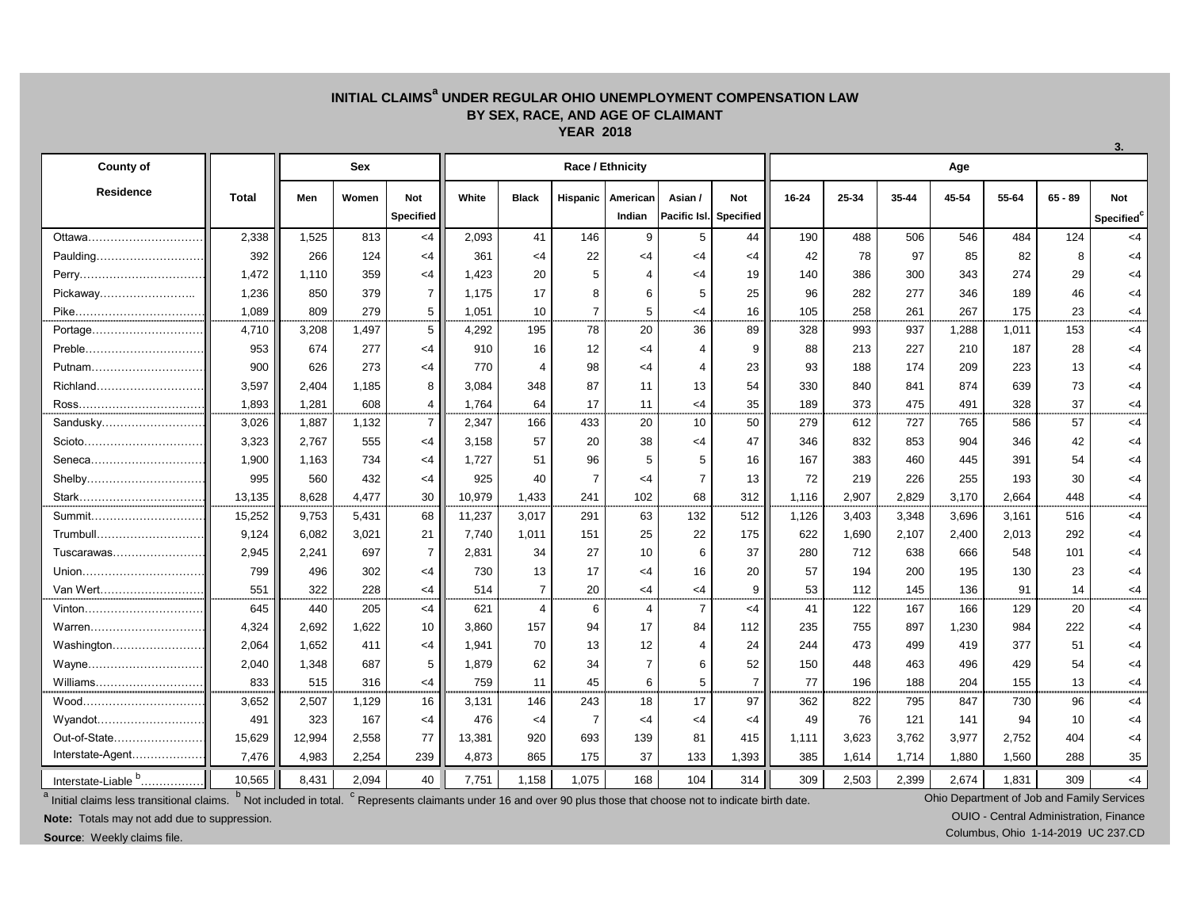## INITIAL CLAIMS[a] UNDER REGULAR OHIO UNEMPLOYMENT COMPENSATION LAW
## BY SEX, RACE, AND AGE OF CLAIMANT
## YEAR 2018

| County of Residence | Total | Sex | | | Race / Ethnicity | | | | | | Age | | | | | | |
|---|---|---|---|---|---|---|---|---|---|---|---|---|---|---|---|---|---|
| | | Men | Women | Not Specified | White | Black | Hispanic | American Indian | Asian / Pacific Isl. | Not Specified | 16-24 | 25-34 | 35-44 | 45-54 | 55-64 | 65 - 89 | Not Specified[c] |
| Ottawa | 2,338 | 1,525 | 813 | <4 | 2,093 | 41 | 146 | 9 | 5 | 44 | 190 | 488 | 506 | 546 | 484 | 124 | <4 |
| Paulding | 392 | 266 | 124 | <4 | 361 | <4 | 22 | <4 | <4 | <4 | 42 | 78 | 97 | 85 | 82 | 8 | <4 |
| Perry | 1,472 | 1,110 | 359 | <4 | 1,423 | 20 | 5 | 4 | <4 | 19 | 140 | 386 | 300 | 343 | 274 | 29 | <4 |
| Pickaway | 1,236 | 850 | 379 | 7 | 1,175 | 17 | 8 | 6 | 5 | 25 | 96 | 282 | 277 | 346 | 189 | 46 | <4 |
| Pike | 1,089 | 809 | 279 | 5 | 1,051 | 10 | 7 | 5 | <4 | 16 | 105 | 258 | 261 | 267 | 175 | 23 | <4 |
| Portage | 4,710 | 3,208 | 1,497 | 5 | 4,292 | 195 | 78 | 20 | 36 | 89 | 328 | 993 | 937 | 1,288 | 1,011 | 153 | <4 |
| Preble | 953 | 674 | 277 | <4 | 910 | 16 | 12 | <4 | 4 | 9 | 88 | 213 | 227 | 210 | 187 | 28 | <4 |
| Putnam | 900 | 626 | 273 | <4 | 770 | 4 | 98 | <4 | 4 | 23 | 93 | 188 | 174 | 209 | 223 | 13 | <4 |
| Richland | 3,597 | 2,404 | 1,185 | 8 | 3,084 | 348 | 87 | 11 | 13 | 54 | 330 | 840 | 841 | 874 | 639 | 73 | <4 |
| Ross | 1,893 | 1,281 | 608 | 4 | 1,764 | 64 | 17 | 11 | <4 | 35 | 189 | 373 | 475 | 491 | 328 | 37 | <4 |
| Sandusky | 3,026 | 1,887 | 1,132 | 7 | 2,347 | 166 | 433 | 20 | 10 | 50 | 279 | 612 | 727 | 765 | 586 | 57 | <4 |
| Scioto | 3,323 | 2,767 | 555 | <4 | 3,158 | 57 | 20 | 38 | <4 | 47 | 346 | 832 | 853 | 904 | 346 | 42 | <4 |
| Seneca | 1,900 | 1,163 | 734 | <4 | 1,727 | 51 | 96 | 5 | 5 | 16 | 167 | 383 | 460 | 445 | 391 | 54 | <4 |
| Shelby | 995 | 560 | 432 | <4 | 925 | 40 | 7 | <4 | 7 | 13 | 72 | 219 | 226 | 255 | 193 | 30 | <4 |
| Stark | 13,135 | 8,628 | 4,477 | 30 | 10,979 | 1,433 | 241 | 102 | 68 | 312 | 1,116 | 2,907 | 2,829 | 3,170 | 2,664 | 448 | <4 |
| Summit | 15,252 | 9,753 | 5,431 | 68 | 11,237 | 3,017 | 291 | 63 | 132 | 512 | 1,126 | 3,403 | 3,348 | 3,696 | 3,161 | 516 | <4 |
| Trumbull | 9,124 | 6,082 | 3,021 | 21 | 7,740 | 1,011 | 151 | 25 | 22 | 175 | 622 | 1,690 | 2,107 | 2,400 | 2,013 | 292 | <4 |
| Tuscarawas | 2,945 | 2,241 | 697 | 7 | 2,831 | 34 | 27 | 10 | 6 | 37 | 280 | 712 | 638 | 666 | 548 | 101 | <4 |
| Union | 799 | 496 | 302 | <4 | 730 | 13 | 17 | <4 | 16 | 20 | 57 | 194 | 200 | 195 | 130 | 23 | <4 |
| Van Wert | 551 | 322 | 228 | <4 | 514 | 7 | 20 | <4 | <4 | 9 | 53 | 112 | 145 | 136 | 91 | 14 | <4 |
| Vinton | 645 | 440 | 205 | <4 | 621 | 4 | 6 | 4 | 7 | <4 | 41 | 122 | 167 | 166 | 129 | 20 | <4 |
| Warren | 4,324 | 2,692 | 1,622 | 10 | 3,860 | 157 | 94 | 17 | 84 | 112 | 235 | 755 | 897 | 1,230 | 984 | 222 | <4 |
| Washington | 2,064 | 1,652 | 411 | <4 | 1,941 | 70 | 13 | 12 | 4 | 24 | 244 | 473 | 499 | 419 | 377 | 51 | <4 |
| Wayne | 2,040 | 1,348 | 687 | 5 | 1,879 | 62 | 34 | 7 | 6 | 52 | 150 | 448 | 463 | 496 | 429 | 54 | <4 |
| Williams | 833 | 515 | 316 | <4 | 759 | 11 | 45 | 6 | 5 | 7 | 77 | 196 | 188 | 204 | 155 | 13 | <4 |
| Wood | 3,652 | 2,507 | 1,129 | 16 | 3,131 | 146 | 243 | 18 | 17 | 97 | 362 | 822 | 795 | 847 | 730 | 96 | <4 |
| Wyandot | 491 | 323 | 167 | <4 | 476 | <4 | 7 | <4 | <4 | <4 | 49 | 76 | 121 | 141 | 94 | 10 | <4 |
| Out-of-State | 15,629 | 12,994 | 2,558 | 77 | 13,381 | 920 | 693 | 139 | 81 | 415 | 1,111 | 3,623 | 3,762 | 3,977 | 2,752 | 404 | <4 |
| Interstate-Agent | 7,476 | 4,983 | 2,254 | 239 | 4,873 | 865 | 175 | 37 | 133 | 1,393 | 385 | 1,614 | 1,714 | 1,880 | 1,560 | 288 | 35 |
| Interstate-Liable[b] | 10,565 | 8,431 | 2,094 | 40 | 7,751 | 1,158 | 1,075 | 168 | 104 | 314 | 309 | 2,503 | 2,399 | 2,674 | 1,831 | 309 | <4 |

[a] Initial claims less transitional claims. [b] Not included in total. [c] Represents claimants under 16 and over 90 plus those that choose not to indicate birth date.

**Note:** Totals may not add due to suppression.

**Source**: Weekly claims file.

Ohio Department of Job and Family Services
OUIO - Central Administration, Finance
Columbus, Ohio 1-14-2019 UC 237.CD